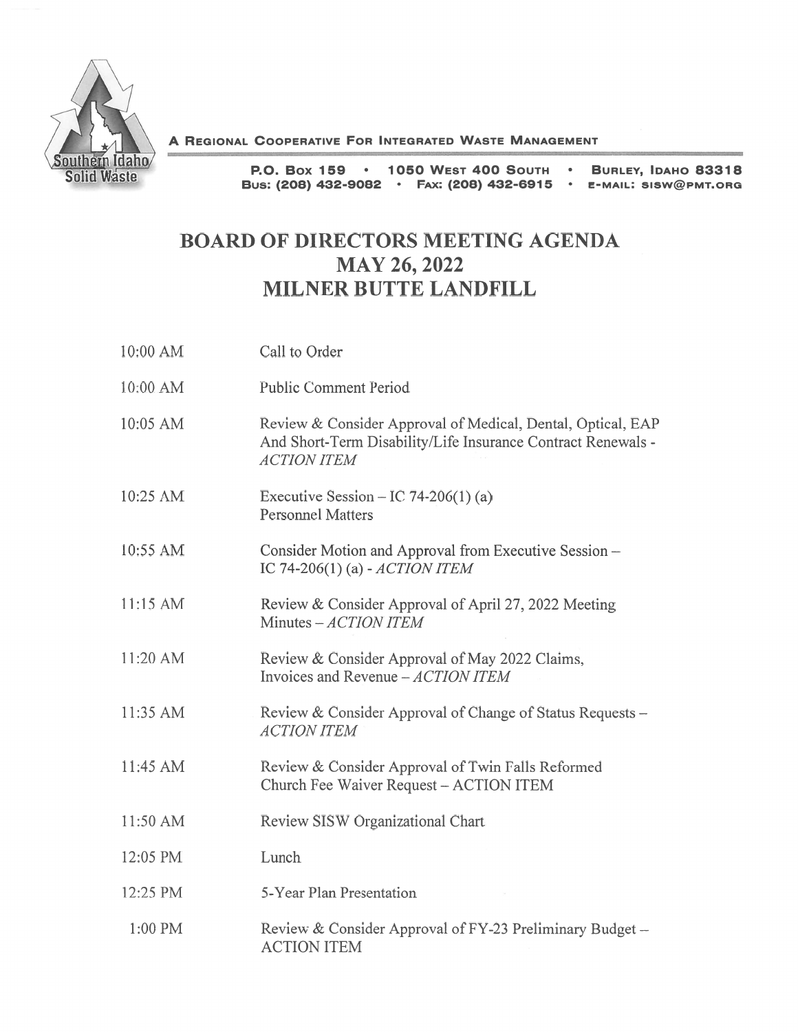Southern Idaho Solid Waste

A REGIONAL COOPERATIVE FOR INTEGRATED WASTE MANAGEMENT

P.O. BOX 159 • 1050 WEST 400 SOUTH • BURLEY, IDAHO 83318
BUS: (208) 432-9082 • FAX: (208) 432-6915 • E-MAIL: SISW@PMT.ORG

# BOARD OF DIRECTORS MEETING AGENDA
# MAY 26, 2022
# MILNER BUTTE LANDFILL

| | |
|---|---|
| 10:00 AM | Call to Order |
| 10:00 AM | Public Comment Period |
| 10:05 AM | Review & Consider Approval of Medical, Dental, Optical, EAP And Short-Term Disability/Life Insurance Contract Renewals - *ACTION ITEM* |
| 10:25 AM | Executive Session – IC 74-206(1) (a) Personnel Matters |
| 10:55 AM | Consider Motion and Approval from Executive Session – IC 74-206(1) (a) - *ACTION ITEM* |
| 11:15 AM | Review & Consider Approval of April 27, 2022 Meeting Minutes – *ACTION ITEM* |
| 11:20 AM | Review & Consider Approval of May 2022 Claims, Invoices and Revenue – *ACTION ITEM* |
| 11:35 AM | Review & Consider Approval of Change of Status Requests – *ACTION ITEM* |
| 11:45 AM | Review & Consider Approval of Twin Falls Reformed Church Fee Waiver Request – ACTION ITEM |
| 11:50 AM | Review SISW Organizational Chart |
| 12:05 PM | Lunch |
| 12:25 PM | 5-Year Plan Presentation |
| 1:00 PM | Review & Consider Approval of FY-23 Preliminary Budget – ACTION ITEM |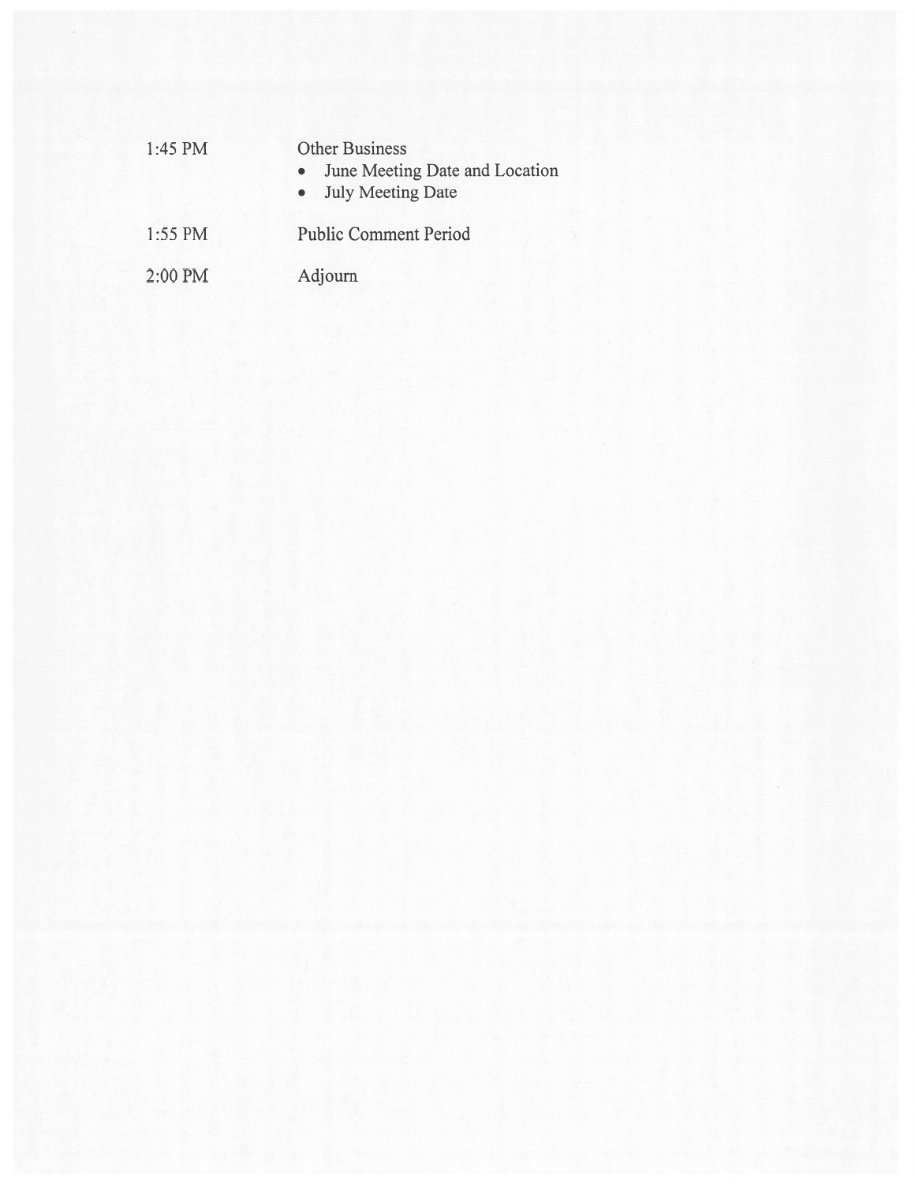| | |
|---|---|
| 1:45 PM | Other Business<br>• June Meeting Date and Location<br>• July Meeting Date |
| 1:55 PM | Public Comment Period |
| 2:00 PM | Adjourn |